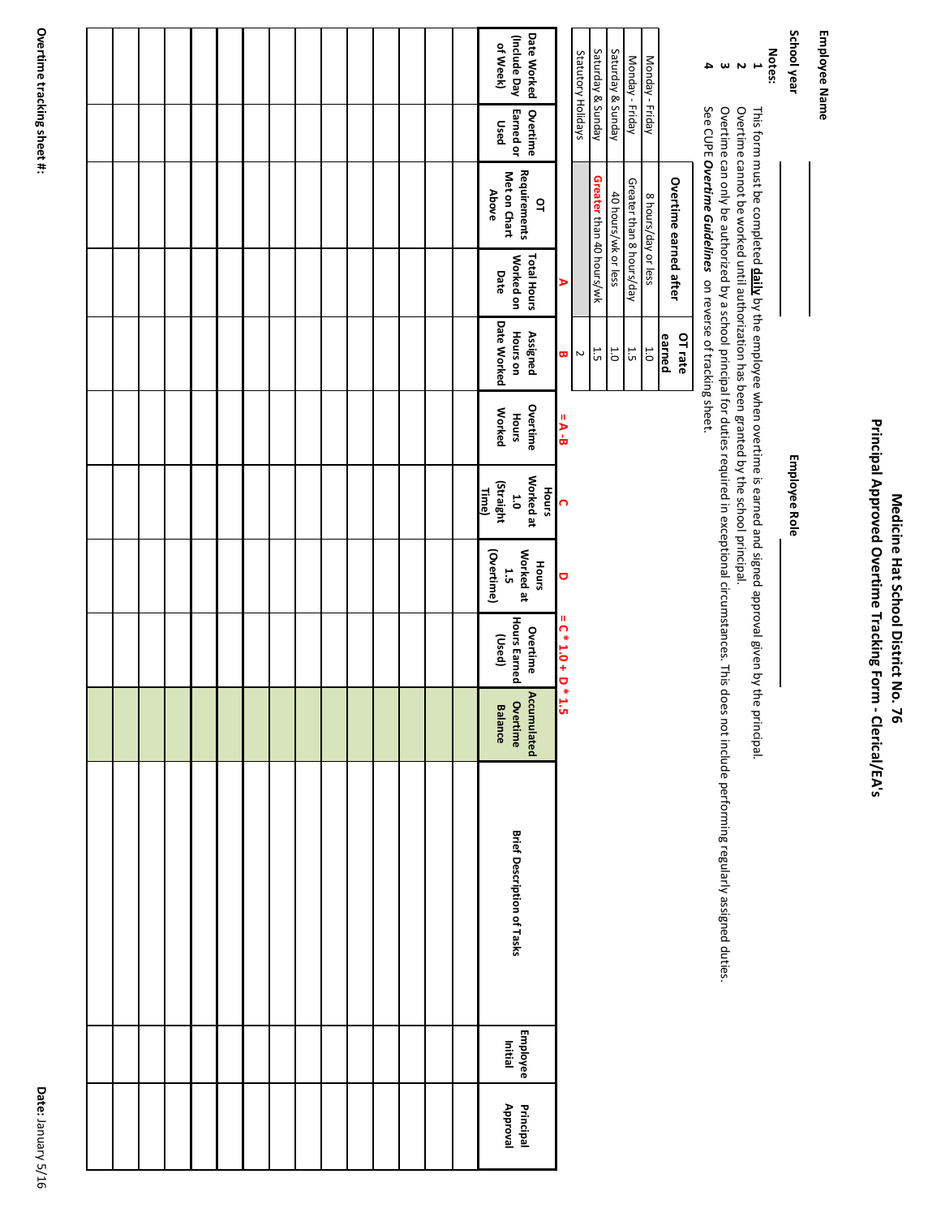# Medicine Hat School District No. 76
## Principal Approved Overtime Tracking Form - Clerical/EA's

**Employee Name** ____________________

**School year** ____________________

**Employee Role** ____________________

**Notes:**

1. This form must be completed **daily** by the employee when overtime is earned and signed approval given by the principal.
2. Overtime cannot be worked until authorization has been granted by the school principal.
3. Overtime can only be authorized by a school principal for duties required in exceptional circumstances. This does not include performing regularly assigned duties.
4. See CUPE ***Overtime Guidelines*** on reverse of tracking sheet.

| | Overtime earned after | OT rate earned |
|---|---|---|
| Monday - Friday | 8 hours/day or less | 1.0 |
| Monday - Friday | Greater than 8 hours/day | 1.5 |
| Saturday & Sunday | 40 hours/wk or less | 1.0 |
| Saturday & Sunday | **Greater** than 40 hours/wk | 1.5 |
| Statutory Holidays | | 2 |

| | | | A | B | = A-B | C | D | = C * 1.0 + D * 1.5 | | | | |
|---|---|---|---|---|---|---|---|---|---|---|---|---|
| **Date Worked (Include Day of Week)** | **Overtime Earned or Used** | **OT Requirements Met on Chart Above** | **Total Hours Worked on Date** | **Assigned Hours on Date Worked** | **Overtime Hours Worked** | **Hours Worked at 1.0 (Straight Time)** | **Hours Worked at 1.5 (Overtime)** | **Overtime Hours Earned (Used)** | **Accumulated Overtime Balance** | **Brief Description of Tasks** | **Employee Initial** | **Principal Approval** |
| | | | | | | | | | | | | |
| | | | | | | | | | | | | |
| | | | | | | | | | | | | |
| | | | | | | | | | | | | |
| | | | | | | | | | | | | |
| | | | | | | | | | | | | |
| | | | | | | | | | | | | |
| | | | | | | | | | | | | |
| | | | | | | | | | | | | |
| | | | | | | | | | | | | |
| | | | | | | | | | | | | |
| | | | | | | | | | | | | |
| | | | | | | | | | | | | |
| | | | | | | | | | | | | |
| | | | | | | | | | | | | |

**Overtime tracking sheet #:**

**Date:** January 5/16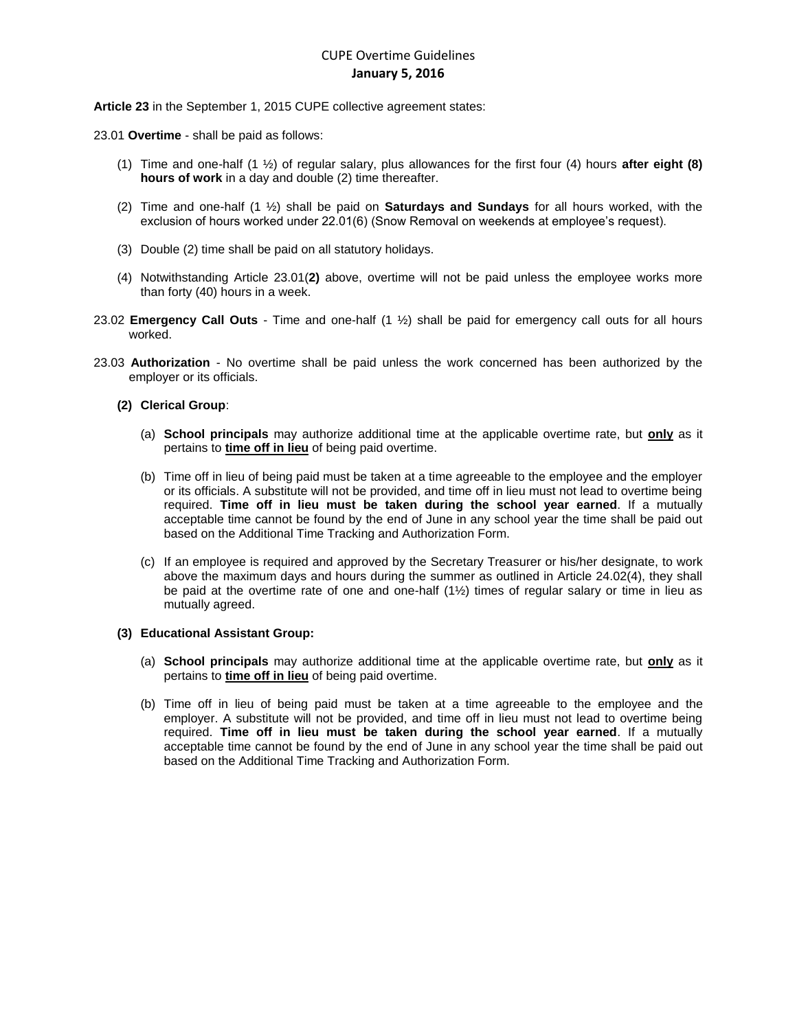# CUPE Overtime Guidelines

## January 5, 2016

**Article 23** in the September 1, 2015 CUPE collective agreement states:

23.01 **Overtime** - shall be paid as follows:

(1) Time and one-half (1 ½) of regular salary, plus allowances for the first four (4) hours **after eight (8) hours of work** in a day and double (2) time thereafter.

(2) Time and one-half (1 ½) shall be paid on **Saturdays and Sundays** for all hours worked, with the exclusion of hours worked under 22.01(6) (Snow Removal on weekends at employee's request).

(3) Double (2) time shall be paid on all statutory holidays.

(4) Notwithstanding Article 23.01(**2)** above, overtime will not be paid unless the employee works more than forty (40) hours in a week.

23.02 **Emergency Call Outs** - Time and one-half (1 ½) shall be paid for emergency call outs for all hours worked.

23.03 **Authorization** - No overtime shall be paid unless the work concerned has been authorized by the employer or its officials.

**(2) Clerical Group**:

(a) **School principals** may authorize additional time at the applicable overtime rate, but **only** as it pertains to **time off in lieu** of being paid overtime.

(b) Time off in lieu of being paid must be taken at a time agreeable to the employee and the employer or its officials. A substitute will not be provided, and time off in lieu must not lead to overtime being required. **Time off in lieu must be taken during the school year earned**. If a mutually acceptable time cannot be found by the end of June in any school year the time shall be paid out based on the Additional Time Tracking and Authorization Form.

(c) If an employee is required and approved by the Secretary Treasurer or his/her designate, to work above the maximum days and hours during the summer as outlined in Article 24.02(4), they shall be paid at the overtime rate of one and one-half (1½) times of regular salary or time in lieu as mutually agreed.

**(3) Educational Assistant Group:**

(a) **School principals** may authorize additional time at the applicable overtime rate, but **only** as it pertains to **time off in lieu** of being paid overtime.

(b) Time off in lieu of being paid must be taken at a time agreeable to the employee and the employer. A substitute will not be provided, and time off in lieu must not lead to overtime being required. **Time off in lieu must be taken during the school year earned**. If a mutually acceptable time cannot be found by the end of June in any school year the time shall be paid out based on the Additional Time Tracking and Authorization Form.